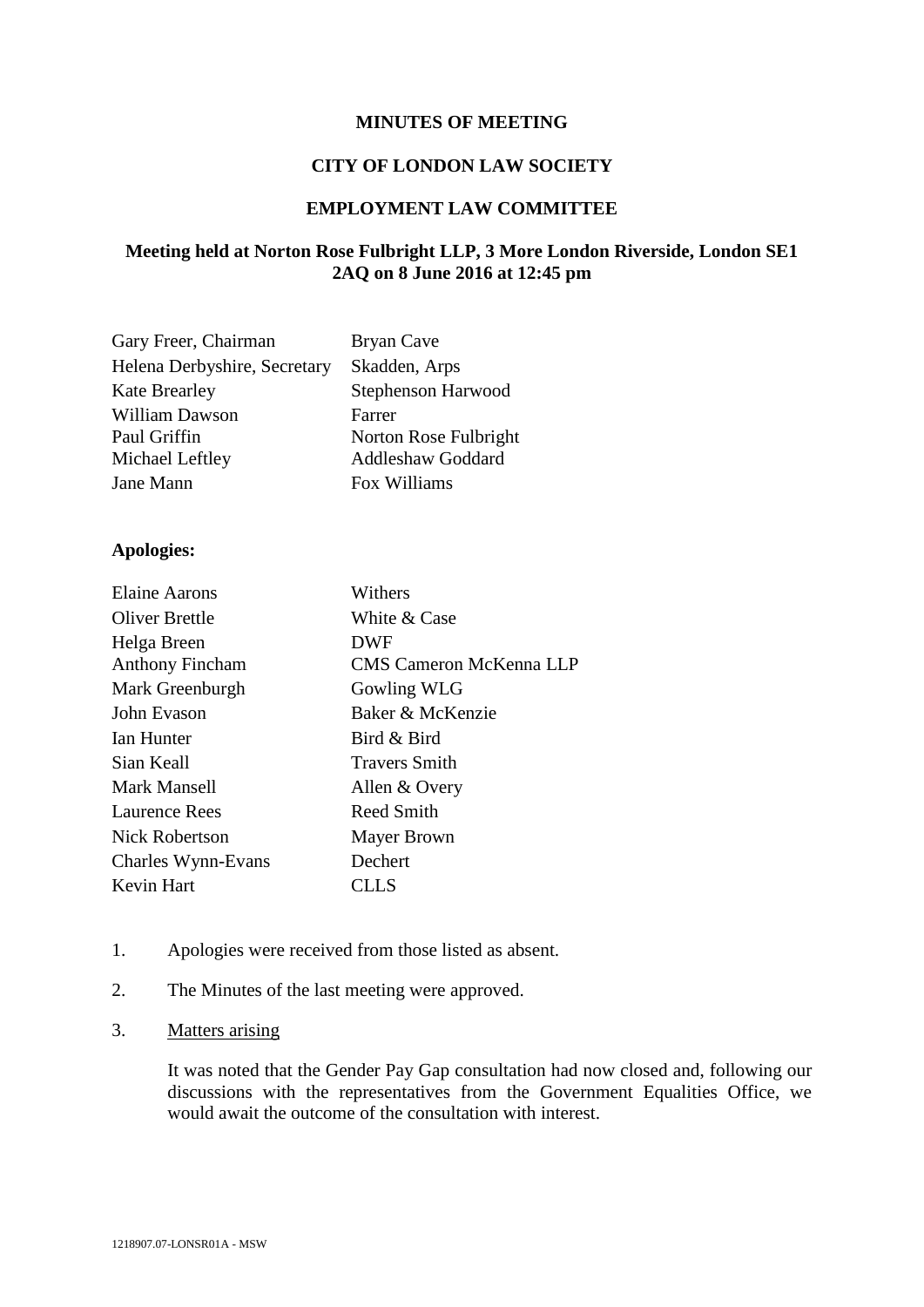**MINUTES OF MEETING**

**CITY OF LONDON LAW SOCIETY**

**EMPLOYMENT LAW COMMITTEE**

**Meeting held at Norton Rose Fulbright LLP, 3 More London Riverside, London SE1 2AQ on 8 June 2016 at 12:45 pm**

| | |
|---|---|
| Gary Freer, Chairman | Bryan Cave |
| Helena Derbyshire, Secretary | Skadden, Arps |
| Kate Brearley | Stephenson Harwood |
| William Dawson | Farrer |
| Paul Griffin | Norton Rose Fulbright |
| Michael Leftley | Addleshaw Goddard |
| Jane Mann | Fox Williams |

**Apologies:**

| | |
|---|---|
| Elaine Aarons | Withers |
| Oliver Brettle | White & Case |
| Helga Breen | DWF |
| Anthony Fincham | CMS Cameron McKenna LLP |
| Mark Greenburgh | Gowling WLG |
| John Evason | Baker & McKenzie |
| Ian Hunter | Bird & Bird |
| Sian Keall | Travers Smith |
| Mark Mansell | Allen & Overy |
| Laurence Rees | Reed Smith |
| Nick Robertson | Mayer Brown |
| Charles Wynn-Evans | Dechert |
| Kevin Hart | CLLS |

1. Apologies were received from those listed as absent.

2. The Minutes of the last meeting were approved.

3. Matters arising

   It was noted that the Gender Pay Gap consultation had now closed and, following our discussions with the representatives from the Government Equalities Office, we would await the outcome of the consultation with interest.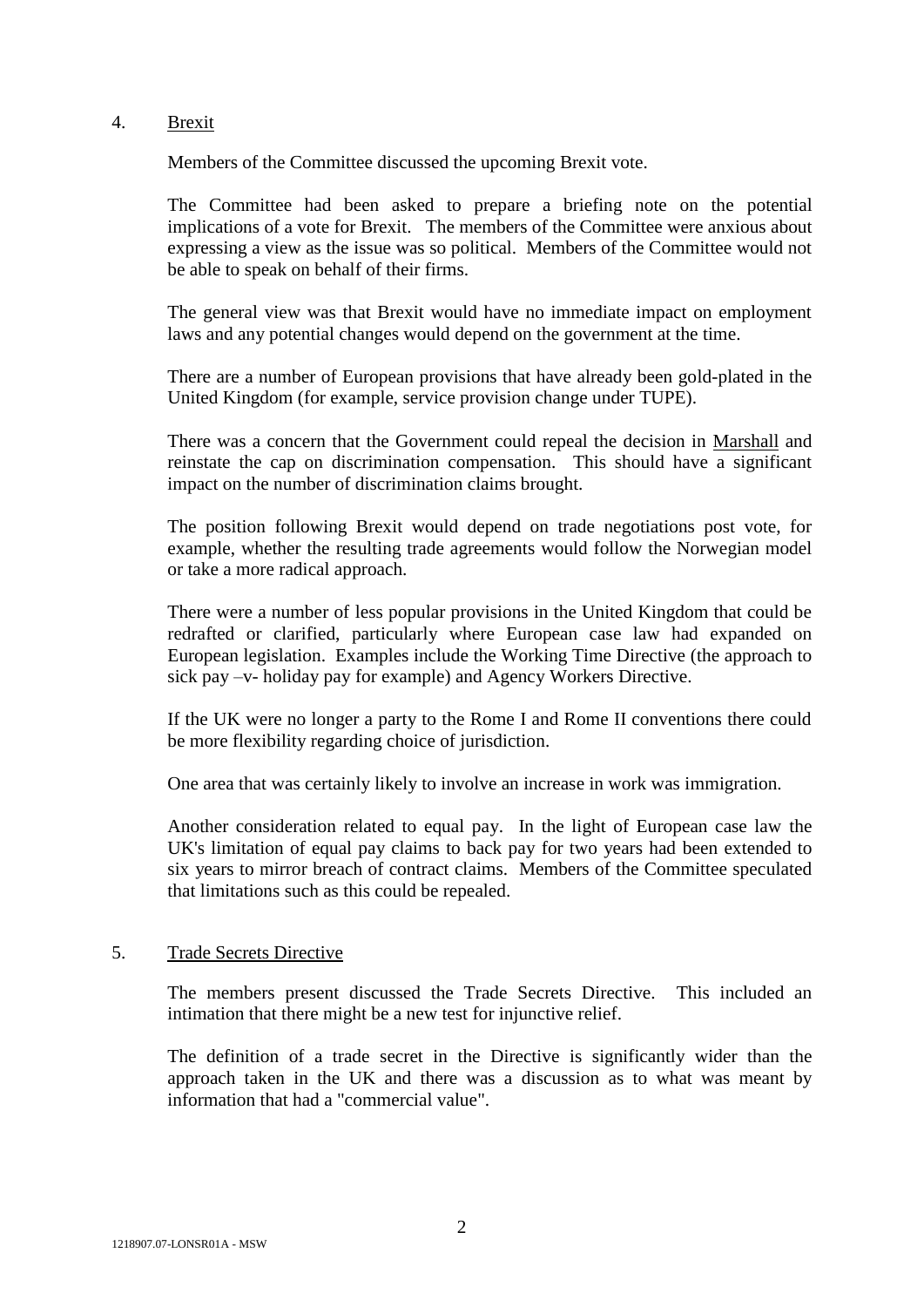4. Brexit

Members of the Committee discussed the upcoming Brexit vote.

The Committee had been asked to prepare a briefing note on the potential implications of a vote for Brexit. The members of the Committee were anxious about expressing a view as the issue was so political. Members of the Committee would not be able to speak on behalf of their firms.

The general view was that Brexit would have no immediate impact on employment laws and any potential changes would depend on the government at the time.

There are a number of European provisions that have already been gold-plated in the United Kingdom (for example, service provision change under TUPE).

There was a concern that the Government could repeal the decision in Marshall and reinstate the cap on discrimination compensation. This should have a significant impact on the number of discrimination claims brought.

The position following Brexit would depend on trade negotiations post vote, for example, whether the resulting trade agreements would follow the Norwegian model or take a more radical approach.

There were a number of less popular provisions in the United Kingdom that could be redrafted or clarified, particularly where European case law had expanded on European legislation. Examples include the Working Time Directive (the approach to sick pay –v- holiday pay for example) and Agency Workers Directive.

If the UK were no longer a party to the Rome I and Rome II conventions there could be more flexibility regarding choice of jurisdiction.

One area that was certainly likely to involve an increase in work was immigration.

Another consideration related to equal pay. In the light of European case law the UK's limitation of equal pay claims to back pay for two years had been extended to six years to mirror breach of contract claims. Members of the Committee speculated that limitations such as this could be repealed.

5. Trade Secrets Directive

The members present discussed the Trade Secrets Directive. This included an intimation that there might be a new test for injunctive relief.

The definition of a trade secret in the Directive is significantly wider than the approach taken in the UK and there was a discussion as to what was meant by information that had a "commercial value".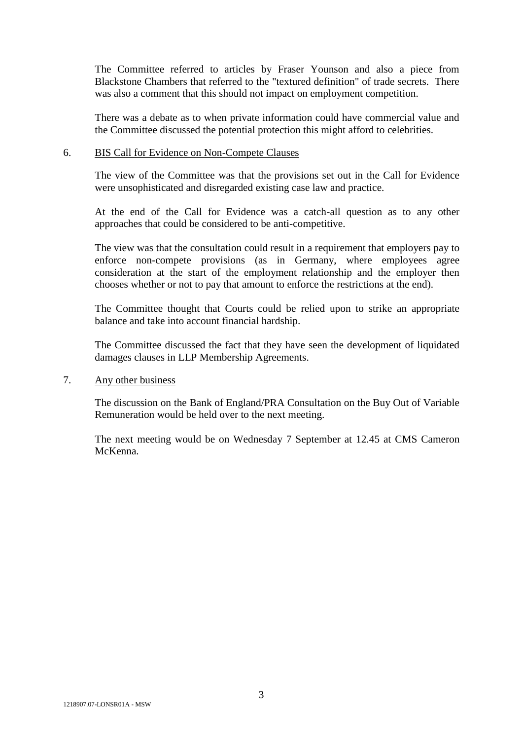The Committee referred to articles by Fraser Younson and also a piece from Blackstone Chambers that referred to the "textured definition" of trade secrets. There was also a comment that this should not impact on employment competition.

There was a debate as to when private information could have commercial value and the Committee discussed the potential protection this might afford to celebrities.

6. BIS Call for Evidence on Non-Compete Clauses

The view of the Committee was that the provisions set out in the Call for Evidence were unsophisticated and disregarded existing case law and practice.

At the end of the Call for Evidence was a catch-all question as to any other approaches that could be considered to be anti-competitive.

The view was that the consultation could result in a requirement that employers pay to enforce non-compete provisions (as in Germany, where employees agree consideration at the start of the employment relationship and the employer then chooses whether or not to pay that amount to enforce the restrictions at the end).

The Committee thought that Courts could be relied upon to strike an appropriate balance and take into account financial hardship.

The Committee discussed the fact that they have seen the development of liquidated damages clauses in LLP Membership Agreements.

7. Any other business

The discussion on the Bank of England/PRA Consultation on the Buy Out of Variable Remuneration would be held over to the next meeting.

The next meeting would be on Wednesday 7 September at 12.45 at CMS Cameron McKenna.